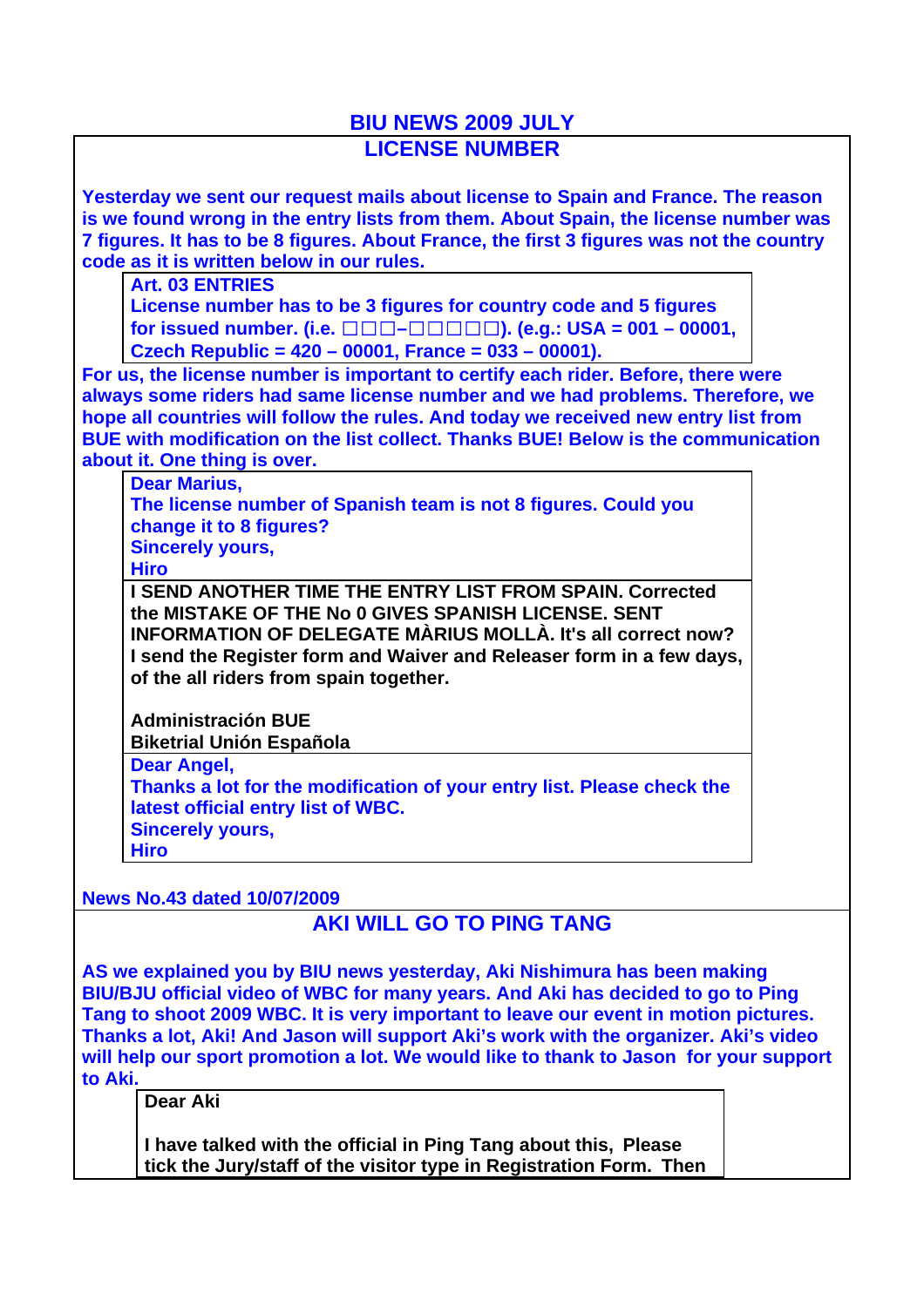# BIU NEWS 2009 JULY

## LICENSE NUMBER

**Yesterday we sent our request mails about license to Spain and France. The reason is we found wrong in the entry lists from them. About Spain, the license number was 7 figures. It has to be 8 figures. About France, the first 3 figures was not the country code as it is written below in our rules.**

> **Art. 03 ENTRIES**
> **License number has to be 3 figures for country code and 5 figures for issued number. (i.e. □□□–□□□□□). (e.g.: USA = 001 – 00001, Czech Republic = 420 – 00001, France = 033 – 00001).**

**For us, the license number is important to certify each rider. Before, there were always some riders had same license number and we had problems. Therefore, we hope all countries will follow the rules. And today we received new entry list from BUE with modification on the list collect. Thanks BUE! Below is the communication about it. One thing is over.**

> **Dear Marius,**
> **The license number of Spanish team is not 8 figures. Could you change it to 8 figures?**
> **Sincerely yours,**
> **Hiro**

> **I SEND ANOTHER TIME THE ENTRY LIST FROM SPAIN. Corrected the MISTAKE OF THE No 0 GIVES SPANISH LICENSE. SENT INFORMATION OF DELEGATE MÀRIUS MOLLÀ. It's all correct now? I send the Register form and Waiver and Releaser form in a few days, of the all riders from spain together.**
>
> **Administración BUE**
> **Biketrial Unión Española**

> **Dear Angel,**
> **Thanks a lot for the modification of your entry list. Please check the latest official entry list of WBC.**
> **Sincerely yours,**
> **Hiro**

**News No.43 dated 10/07/2009**

## AKI WILL GO TO PING TANG

**AS we explained you by BIU news yesterday, Aki Nishimura has been making BIU/BJU official video of WBC for many years. And Aki has decided to go to Ping Tang to shoot 2009 WBC. It is very important to leave our event in motion pictures. Thanks a lot, Aki! And Jason will support Aki's work with the organizer. Aki's video will help our sport promotion a lot. We would like to thank to Jason for your support to Aki.**

> **Dear Aki**
>
> **I have talked with the official in Ping Tang about this, Please tick the Jury/staff of the visitor type in Registration Form. Then**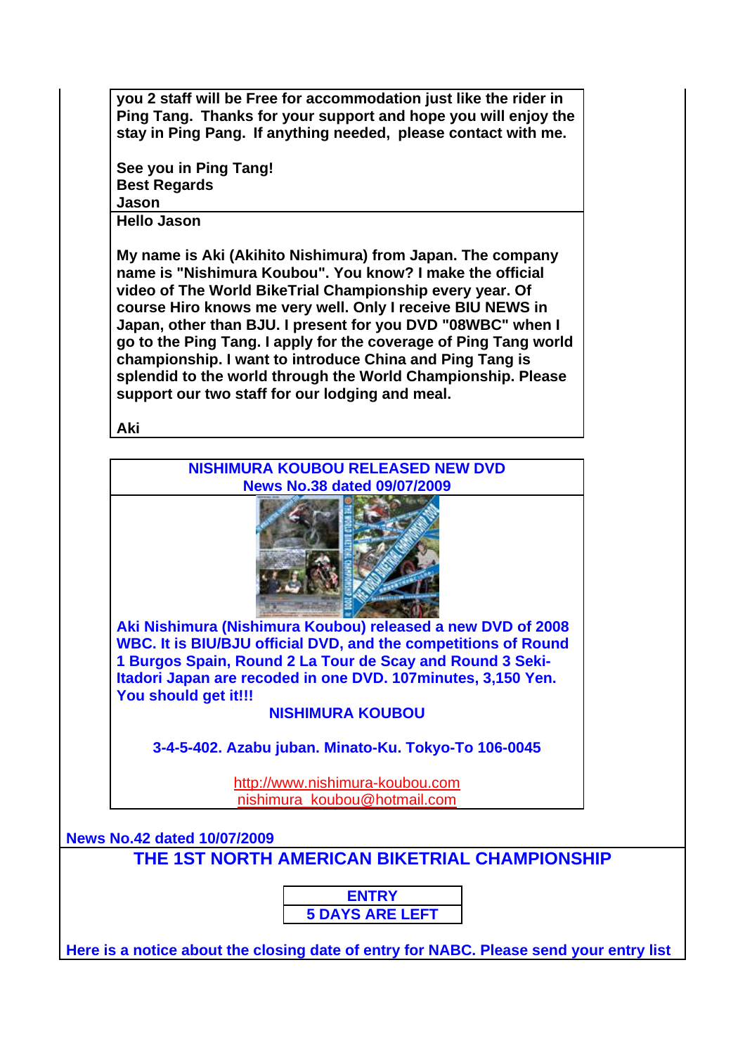**you 2 staff will be Free for accommodation just like the rider in Ping Tang. Thanks for your support and hope you will enjoy the stay in Ping Pang. If anything needed, please contact with me.**

**See you in Ping Tang!**
**Best Regards**
**Jason**

**Hello Jason**

**My name is Aki (Akihito Nishimura) from Japan. The company name is "Nishimura Koubou". You know? I make the official video of The World BikeTrial Championship every year. Of course Hiro knows me very well. Only I receive BIU NEWS in Japan, other than BJU. I present for you DVD "08WBC" when I go to the Ping Tang. I apply for the coverage of Ping Tang world championship. I want to introduce China and Ping Tang is splendid to the world through the World Championship. Please support our two staff for our lodging and meal.**

**Aki**

## NISHIMURA KOUBOU RELEASED NEW DVD

**News No.38 dated 09/07/2009**

**Aki Nishimura (Nishimura Koubou) released a new DVD of 2008 WBC. It is BIU/BJU official DVD, and the competitions of Round 1 Burgos Spain, Round 2 La Tour de Scay and Round 3 Seki-Itadori Japan are recoded in one DVD. 107minutes, 3,150 Yen. You should get it!!!**

**NISHIMURA KOUBOU**

**3-4-5-402. Azabu juban. Minato-Ku. Tokyo-To 106-0045**

http://www.nishimura-koubou.com
nishimura_koubou@hotmail.com

**News No.42 dated 10/07/2009**

## THE 1ST NORTH AMERICAN BIKETRIAL CHAMPIONSHIP

| ENTRY |
| --- |
| 5 DAYS ARE LEFT |

**Here is a notice about the closing date of entry for NABC. Please send your entry list**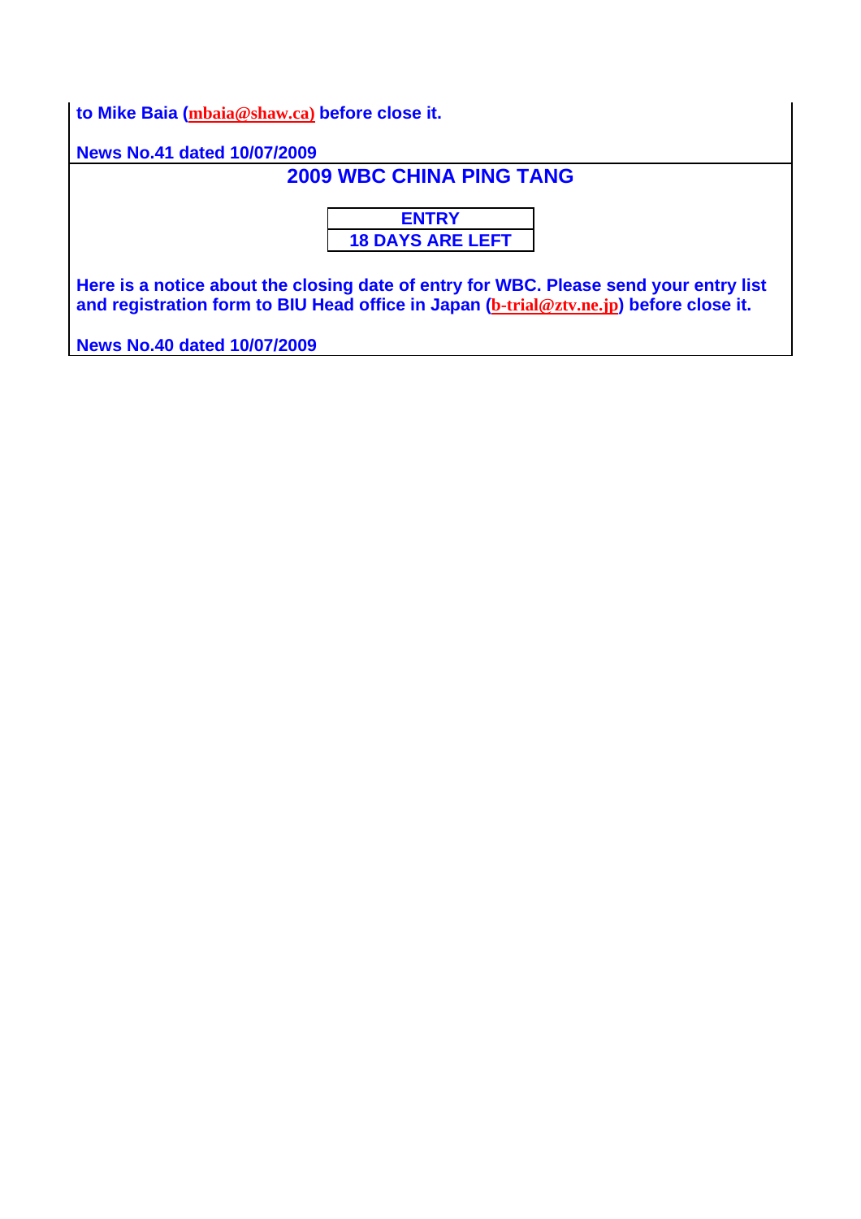**to Mike Baia ([mbaia@shaw.ca)](mailto:mbaia@shaw.ca) before close it.**

**News No.41 dated 10/07/2009**

## 2009 WBC CHINA PING TANG

| |
|---|
| **ENTRY** |
| **18 DAYS ARE LEFT** |

**Here is a notice about the closing date of entry for WBC. Please send your entry list and registration form to BIU Head office in Japan ([b-trial@ztv.ne.jp](mailto:b-trial@ztv.ne.jp)) before close it.**

**News No.40 dated 10/07/2009**